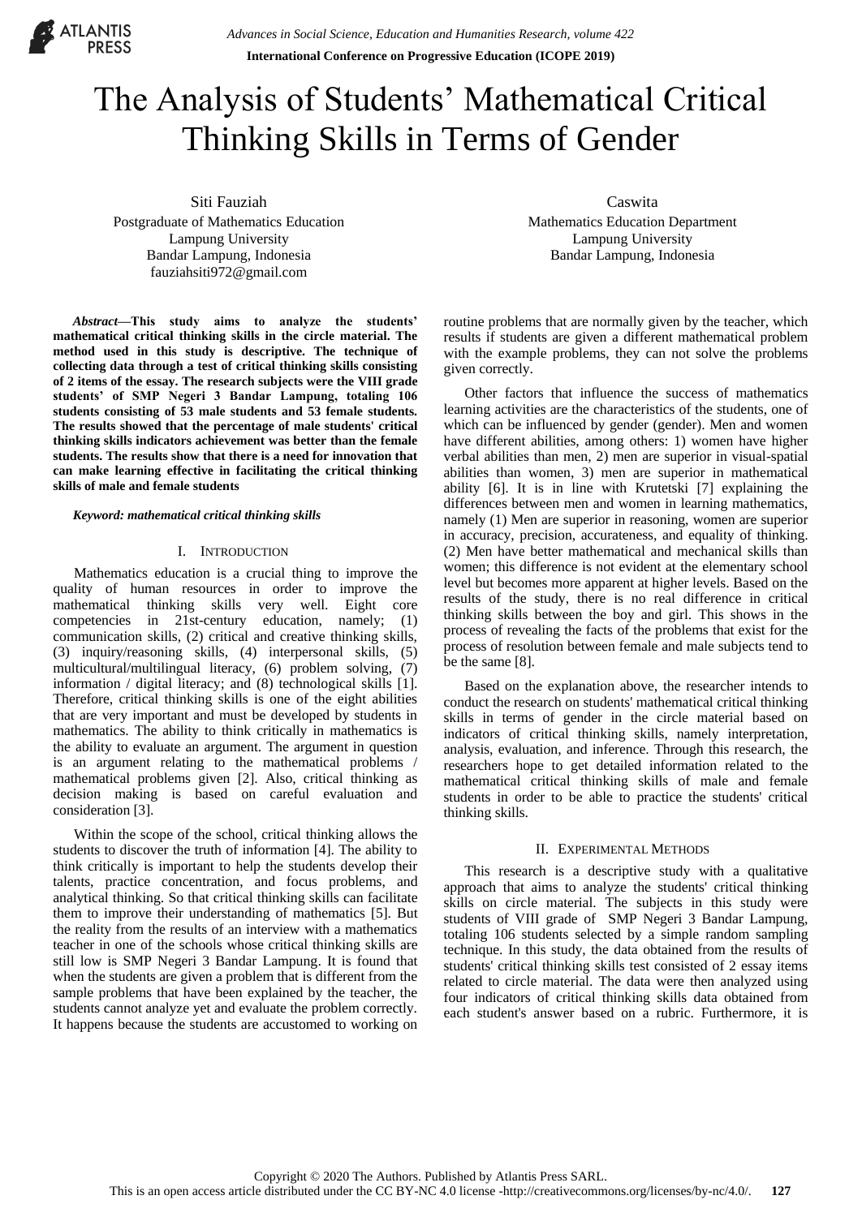# The Analysis of Students' Mathematical Critical Thinking Skills in Terms of Gender

Siti Fauziah
Postgraduate of Mathematics Education
Lampung University
Bandar Lampung, Indonesia
fauziahsiti972@gmail.com

Caswita
Mathematics Education Department
Lampung University
Bandar Lampung, Indonesia

***Abstract*—This study aims to analyze the students' mathematical critical thinking skills in the circle material. The method used in this study is descriptive. The technique of collecting data through a test of critical thinking skills consisting of 2 items of the essay. The research subjects were the VIII grade students' of SMP Negeri 3 Bandar Lampung, totaling 106 students consisting of 53 male students and 53 female students. The results showed that the percentage of male students' critical thinking skills indicators achievement was better than the female students. The results show that there is a need for innovation that can make learning effective in facilitating the critical thinking skills of male and female students**

***Keyword: mathematical critical thinking skills***

## I. Introduction

Mathematics education is a crucial thing to improve the quality of human resources in order to improve the mathematical thinking skills very well. Eight core competencies in 21st-century education, namely; (1) communication skills, (2) critical and creative thinking skills, (3) inquiry/reasoning skills, (4) interpersonal skills, (5) multicultural/multilingual literacy, (6) problem solving, (7) information / digital literacy; and (8) technological skills [1]. Therefore, critical thinking skills is one of the eight abilities that are very important and must be developed by students in mathematics. The ability to think critically in mathematics is the ability to evaluate an argument. The argument in question is an argument relating to the mathematical problems / mathematical problems given [2]. Also, critical thinking as decision making is based on careful evaluation and consideration [3].

Within the scope of the school, critical thinking allows the students to discover the truth of information [4]. The ability to think critically is important to help the students develop their talents, practice concentration, and focus problems, and analytical thinking. So that critical thinking skills can facilitate them to improve their understanding of mathematics [5]. But the reality from the results of an interview with a mathematics teacher in one of the schools whose critical thinking skills are still low is SMP Negeri 3 Bandar Lampung. It is found that when the students are given a problem that is different from the sample problems that have been explained by the teacher, the students cannot analyze yet and evaluate the problem correctly. It happens because the students are accustomed to working on routine problems that are normally given by the teacher, which results if students are given a different mathematical problem with the example problems, they can not solve the problems given correctly.

Other factors that influence the success of mathematics learning activities are the characteristics of the students, one of which can be influenced by gender (gender). Men and women have different abilities, among others: 1) women have higher verbal abilities than men, 2) men are superior in visual-spatial abilities than women, 3) men are superior in mathematical ability [6]. It is in line with Krutetski [7] explaining the differences between men and women in learning mathematics, namely (1) Men are superior in reasoning, women are superior in accuracy, precision, accurateness, and equality of thinking. (2) Men have better mathematical and mechanical skills than women; this difference is not evident at the elementary school level but becomes more apparent at higher levels. Based on the results of the study, there is no real difference in critical thinking skills between the boy and girl. This shows in the process of revealing the facts of the problems that exist for the process of resolution between female and male subjects tend to be the same [8].

Based on the explanation above, the researcher intends to conduct the research on students' mathematical critical thinking skills in terms of gender in the circle material based on indicators of critical thinking skills, namely interpretation, analysis, evaluation, and inference. Through this research, the researchers hope to get detailed information related to the mathematical critical thinking skills of male and female students in order to be able to practice the students' critical thinking skills.

## II. Experimental Methods

This research is a descriptive study with a qualitative approach that aims to analyze the students' critical thinking skills on circle material. The subjects in this study were students of VIII grade of SMP Negeri 3 Bandar Lampung, totaling 106 students selected by a simple random sampling technique. In this study, the data obtained from the results of students' critical thinking skills test consisted of 2 essay items related to circle material. The data were then analyzed using four indicators of critical thinking skills data obtained from each student's answer based on a rubric. Furthermore, it is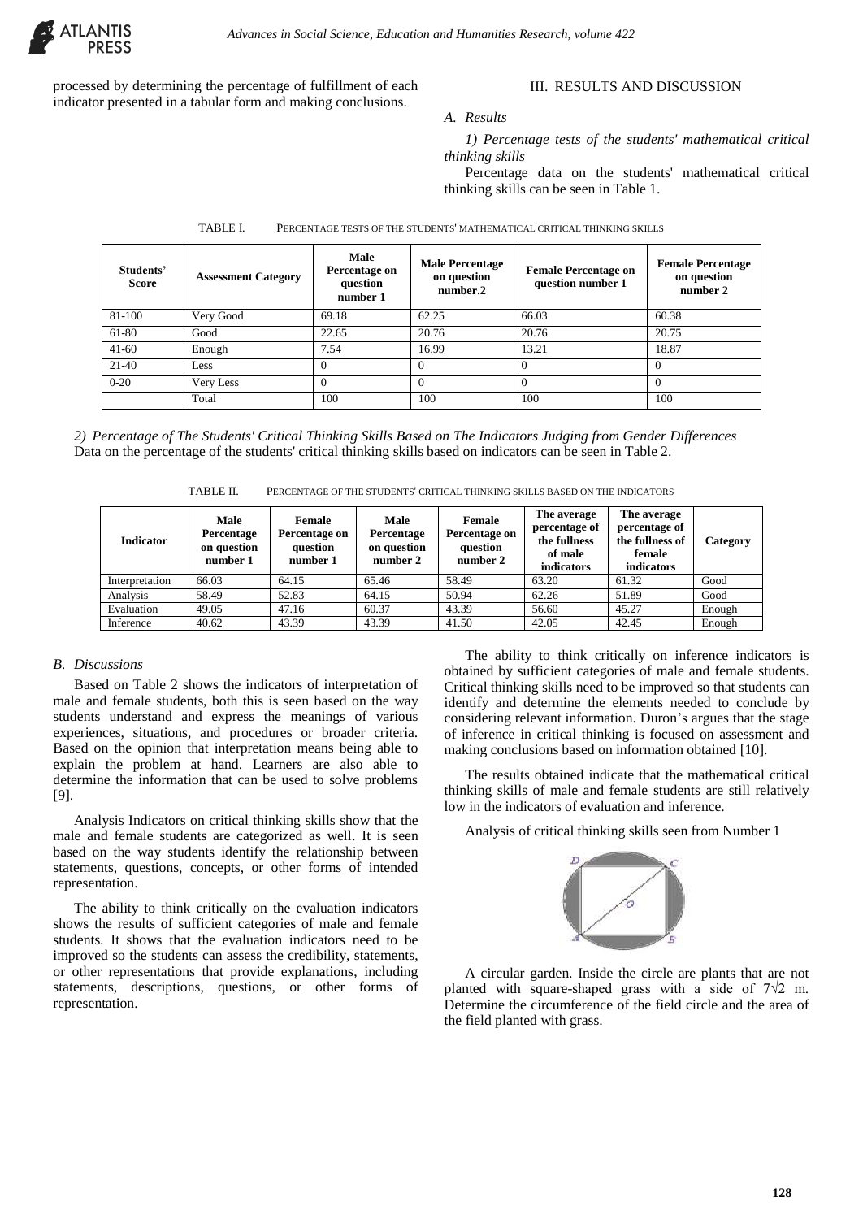processed by determining the percentage of fulfillment of each indicator presented in a tabular form and making conclusions.

## III. RESULTS AND DISCUSSION

### *A. Results*

*1) Percentage tests of the students' mathematical critical thinking skills*

Percentage data on the students' mathematical critical thinking skills can be seen in Table 1.

TABLE I. PERCENTAGE TESTS OF THE STUDENTS' MATHEMATICAL CRITICAL THINKING SKILLS

| Students' Score | Assessment Category | Male Percentage on question number 1 | Male Percentage on question number.2 | Female Percentage on question number 1 | Female Percentage on question number 2 |
|---|---|---|---|---|---|
| 81-100 | Very Good | 69.18 | 62.25 | 66.03 | 60.38 |
| 61-80 | Good | 22.65 | 20.76 | 20.76 | 20.75 |
| 41-60 | Enough | 7.54 | 16.99 | 13.21 | 18.87 |
| 21-40 | Less | 0 | 0 | 0 | 0 |
| 0-20 | Very Less | 0 | 0 | 0 | 0 |
| | Total | 100 | 100 | 100 | 100 |

*2) Percentage of The Students' Critical Thinking Skills Based on The Indicators Judging from Gender Differences*

Data on the percentage of the students' critical thinking skills based on indicators can be seen in Table 2.

TABLE II. PERCENTAGE OF THE STUDENTS' CRITICAL THINKING SKILLS BASED ON THE INDICATORS

| Indicator | Male Percentage on question number 1 | Female Percentage on question number 1 | Male Percentage on question number 2 | Female Percentage on question number 2 | The average percentage of the fullness of male indicators | The average percentage of the fullness of female indicators | Category |
|---|---|---|---|---|---|---|---|
| Interpretation | 66.03 | 64.15 | 65.46 | 58.49 | 63.20 | 61.32 | Good |
| Analysis | 58.49 | 52.83 | 64.15 | 50.94 | 62.26 | 51.89 | Good |
| Evaluation | 49.05 | 47.16 | 60.37 | 43.39 | 56.60 | 45.27 | Enough |
| Inference | 40.62 | 43.39 | 43.39 | 41.50 | 42.05 | 42.45 | Enough |

### *B. Discussions*

Based on Table 2 shows the indicators of interpretation of male and female students, both this is seen based on the way students understand and express the meanings of various experiences, situations, and procedures or broader criteria. Based on the opinion that interpretation means being able to explain the problem at hand. Learners are also able to determine the information that can be used to solve problems [9].

Analysis Indicators on critical thinking skills show that the male and female students are categorized as well. It is seen based on the way students identify the relationship between statements, questions, concepts, or other forms of intended representation.

The ability to think critically on the evaluation indicators shows the results of sufficient categories of male and female students. It shows that the evaluation indicators need to be improved so the students can assess the credibility, statements, or other representations that provide explanations, including statements, descriptions, questions, or other forms of representation.

The ability to think critically on inference indicators is obtained by sufficient categories of male and female students. Critical thinking skills need to be improved so that students can identify and determine the elements needed to conclude by considering relevant information. Duron's argues that the stage of inference in critical thinking is focused on assessment and making conclusions based on information obtained [10].

The results obtained indicate that the mathematical critical thinking skills of male and female students are still relatively low in the indicators of evaluation and inference.

Analysis of critical thinking skills seen from Number 1

A circular garden. Inside the circle are plants that are not planted with square-shaped grass with a side of $7\sqrt{2}$ m. Determine the circumference of the field circle and the area of the field planted with grass.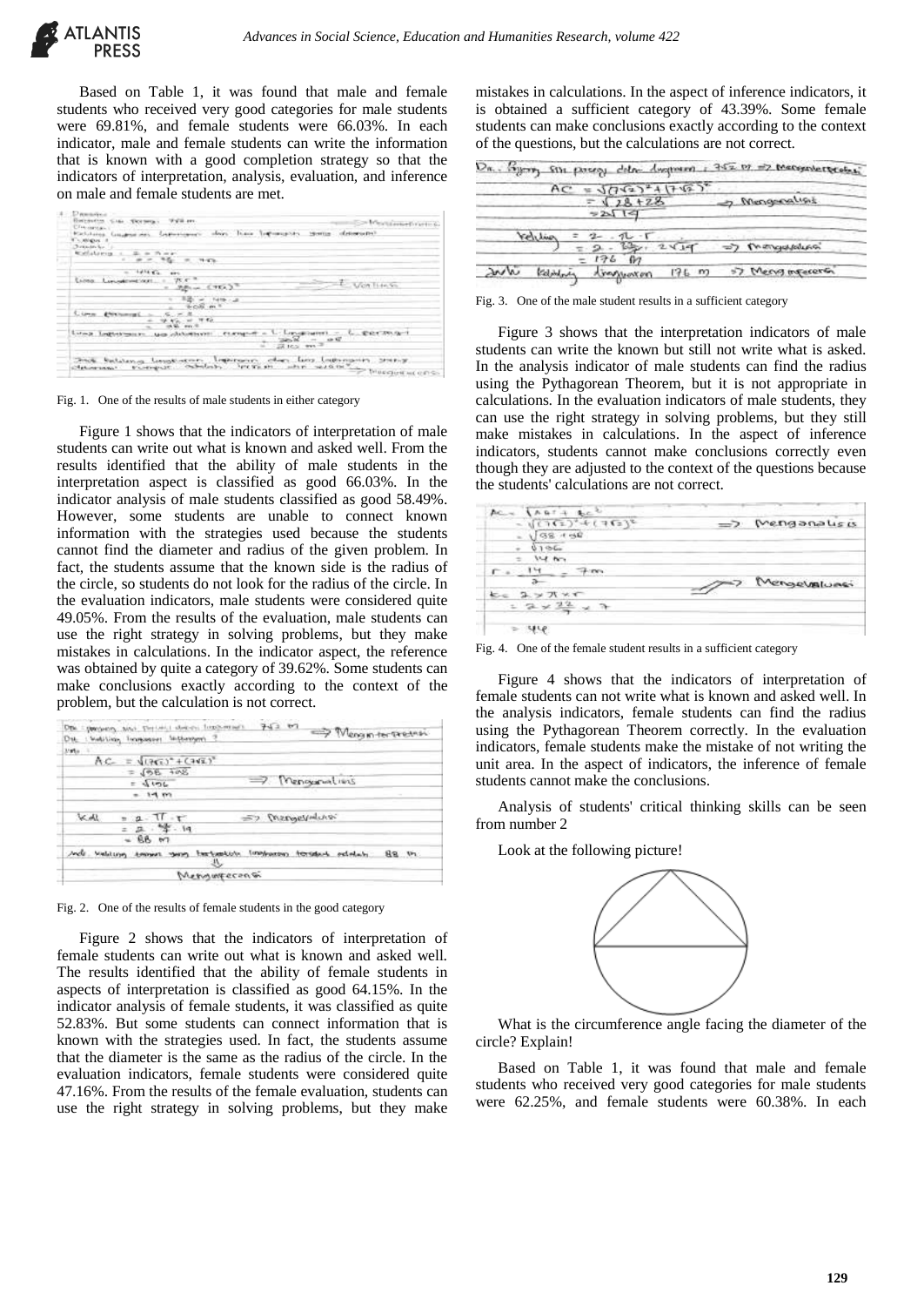Based on Table 1, it was found that male and female students who received very good categories for male students were 69.81%, and female students were 66.03%. In each indicator, male and female students can write the information that is known with a good completion strategy so that the indicators of interpretation, analysis, evaluation, and inference on male and female students are met.

Fig. 1. One of the results of male students in either category

Figure 1 shows that the indicators of interpretation of male students can write out what is known and asked well. From the results identified that the ability of male students in the interpretation aspect is classified as good 66.03%. In the indicator analysis of male students classified as good 58.49%. However, some students are unable to connect known information with the strategies used because the students cannot find the diameter and radius of the given problem. In fact, the students assume that the known side is the radius of the circle, so students do not look for the radius of the circle. In the evaluation indicators, male students were considered quite 49.05%. From the results of the evaluation, male students can use the right strategy in solving problems, but they make mistakes in calculations. In the indicator aspect, the reference was obtained by quite a category of 39.62%. Some students can make conclusions exactly according to the context of the problem, but the calculation is not correct.

Fig. 2. One of the results of female students in the good category

Figure 2 shows that the indicators of interpretation of female students can write out what is known and asked well. The results identified that the ability of female students in aspects of interpretation is classified as good 64.15%. In the indicator analysis of female students, it was classified as quite 52.83%. But some students can connect information that is known with the strategies used. In fact, the students assume that the diameter is the same as the radius of the circle. In the evaluation indicators, female students were considered quite 47.16%. From the results of the female evaluation, students can use the right strategy in solving problems, but they make mistakes in calculations. In the aspect of inference indicators, it is obtained a sufficient category of 43.39%. Some female students can make conclusions exactly according to the context of the questions, but the calculations are not correct.

Fig. 3. One of the male student results in a sufficient category

Figure 3 shows that the interpretation indicators of male students can write the known but still not write what is asked. In the analysis indicator of male students can find the radius using the Pythagorean Theorem, but it is not appropriate in calculations. In the evaluation indicators of male students, they can use the right strategy in solving problems, but they still make mistakes in calculations. In the aspect of inference indicators, students cannot make conclusions correctly even though they are adjusted to the context of the questions because the students' calculations are not correct.

Fig. 4. One of the female student results in a sufficient category

Figure 4 shows that the indicators of interpretation of female students can not write what is known and asked well. In the analysis indicators, female students can find the radius using the Pythagorean Theorem correctly. In the evaluation indicators, female students make the mistake of not writing the unit area. In the aspect of indicators, the inference of female students cannot make the conclusions.

Analysis of students' critical thinking skills can be seen from number 2

Look at the following picture!

What is the circumference angle facing the diameter of the circle? Explain!

Based on Table 1, it was found that male and female students who received very good categories for male students were 62.25%, and female students were 60.38%. In each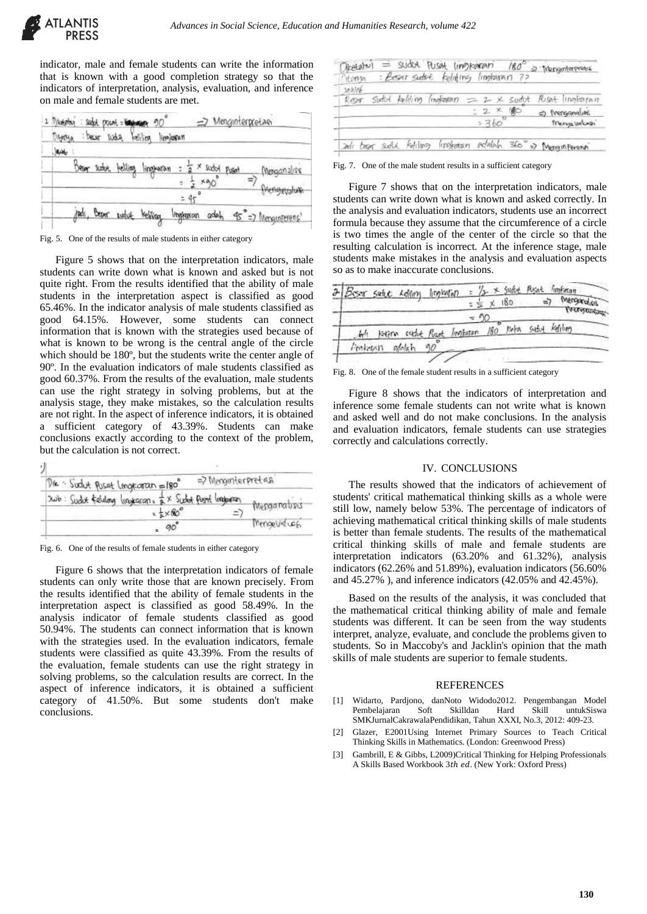indicator, male and female students can write the information that is known with a good completion strategy so that the indicators of interpretation, analysis, evaluation, and inference on male and female students are met.

Fig. 5. One of the results of male students in either category

Figure 5 shows that on the interpretation indicators, male students can write down what is known and asked but is not quite right. From the results identified that the ability of male students in the interpretation aspect is classified as good 65.46%. In the indicator analysis of male students classified as good 64.15%. However, some students can connect information that is known with the strategies used because of what is known to be wrong is the central angle of the circle which should be 180º, but the students write the center angle of 90º. In the evaluation indicators of male students classified as good 60.37%. From the results of the evaluation, male students can use the right strategy in solving problems, but at the analysis stage, they make mistakes, so the calculation results are not right. In the aspect of inference indicators, it is obtained a sufficient category of 43.39%. Students can make conclusions exactly according to the context of the problem, but the calculation is not correct.

Fig. 6. One of the results of female students in either category

Figure 6 shows that the interpretation indicators of female students can only write those that are known precisely. From the results identified that the ability of female students in the interpretation aspect is classified as good 58.49%. In the analysis indicator of female students classified as good 50.94%. The students can connect information that is known with the strategies used. In the evaluation indicators, female students were classified as quite 43.39%. From the results of the evaluation, female students can use the right strategy in solving problems, so the calculation results are correct. In the aspect of inference indicators, it is obtained a sufficient category of 41.50%. But some students don't make conclusions.

Fig. 7. One of the male student results in a sufficient category

Figure 7 shows that on the interpretation indicators, male students can write down what is known and asked correctly. In the analysis and evaluation indicators, students use an incorrect formula because they assume that the circumference of a circle is two times the angle of the center of the circle so that the resulting calculation is incorrect. At the inference stage, male students make mistakes in the analysis and evaluation aspects so as to make inaccurate conclusions.

Fig. 8. One of the female student results in a sufficient category

Figure 8 shows that the indicators of interpretation and inference some female students can not write what is known and asked well and do not make conclusions. In the analysis and evaluation indicators, female students can use strategies correctly and calculations correctly.

## IV. CONCLUSIONS

The results showed that the indicators of achievement of students' critical mathematical thinking skills as a whole were still low, namely below 53%. The percentage of indicators of achieving mathematical critical thinking skills of male students is better than female students. The results of the mathematical critical thinking skills of male and female students are interpretation indicators (63.20% and 61.32%), analysis indicators (62.26% and 51.89%), evaluation indicators (56.60% and 45.27% ), and inference indicators (42.05% and 42.45%).

Based on the results of the analysis, it was concluded that the mathematical critical thinking ability of male and female students was different. It can be seen from the way students interpret, analyze, evaluate, and conclude the problems given to students. So in Maccoby's and Jacklin's opinion that the math skills of male students are superior to female students.

## REFERENCES

[1] Widarto, Pardjono, danNoto Widodo2012. Pengembangan Model Pembelajaran Soft Skilldan Hard Skill untukSiswa SMKJurnalCakrawalaPendidikan, Tahun XXXI, No.3, 2012: 409-23.

[2] Glazer, E2001Using Internet Primary Sources to Teach Critical Thinking Skills in Mathematics. (London: Greenwood Press)

[3] Gambrill, E & Gibbs, L2009)Critical Thinking for Helping Professionals A Skills Based Workbook 3*th ed*. (New York: Oxford Press)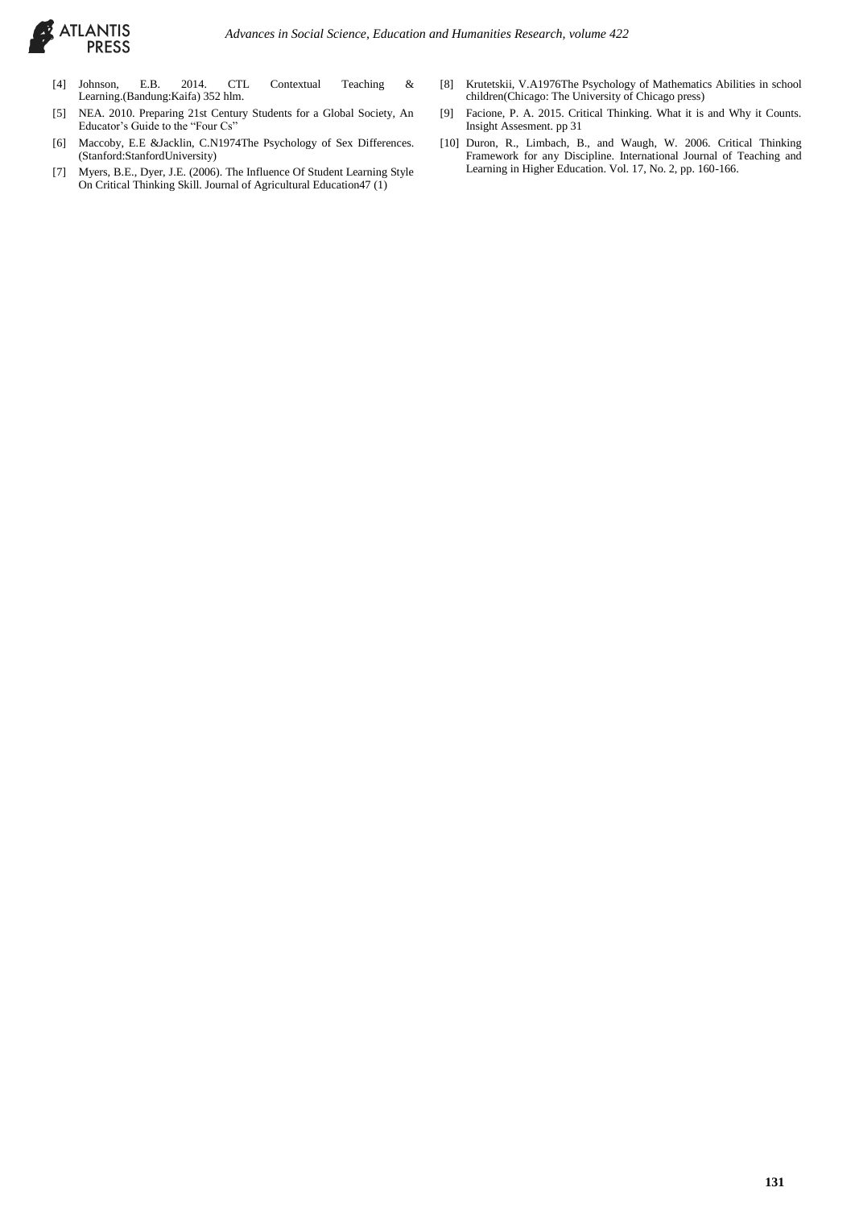[4] Johnson, E.B. 2014. CTL Contextual Teaching & Learning.(Bandung:Kaifa) 352 hlm.

[5] NEA. 2010. Preparing 21st Century Students for a Global Society, An Educator's Guide to the "Four Cs"

[6] Maccoby, E.E &Jacklin, C.N1974The Psychology of Sex Differences. (Stanford:StanfordUniversity)

[7] Myers, B.E., Dyer, J.E. (2006). The Influence Of Student Learning Style On Critical Thinking Skill. Journal of Agricultural Education47 (1)

[8] Krutetskii, V.A1976The Psychology of Mathematics Abilities in school children(Chicago: The University of Chicago press)

[9] Facione, P. A. 2015. Critical Thinking. What it is and Why it Counts. Insight Assesment. pp 31

[10] Duron, R., Limbach, B., and Waugh, W. 2006. Critical Thinking Framework for any Discipline. International Journal of Teaching and Learning in Higher Education. Vol. 17, No. 2, pp. 160-166.